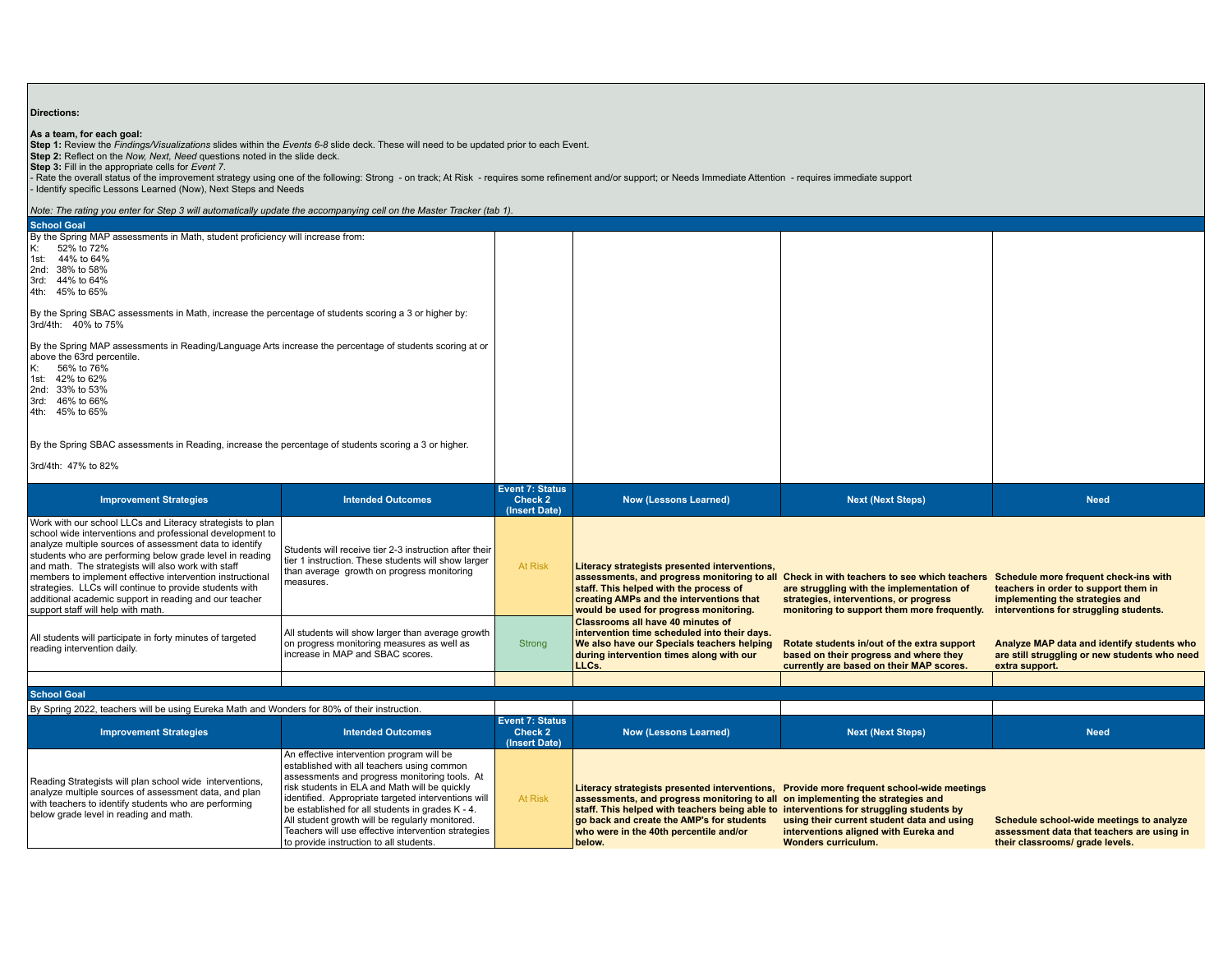**Directions:**

**As a team, for each goal:**

**Step 1:** Review the *Findings/Visualizations* slides within the *Events 6-8* slide deck. These will need to be updated prior to each Event.
**Step 2:** Reflect on the *Now, Next, Need* questions noted in the slide deck.
**Step 3:** Fill in the appropriate cells for *Event 7*.
- Rate the overall status of the improvement strategy using one of the following: Strong - on track; At Risk - requires some refinement and/or support; or Needs Immediate Attention - requires immediate support
- Identify specific Lessons Learned (Now), Next Steps and Needs

*Note: The rating you enter for Step 3 will automatically update the accompanying cell on the Master Tracker (tab 1).*

**School Goal**

By the Spring MAP assessments in Math, student proficiency will increase from:
K: 52% to 72%
1st: 44% to 64%
2nd: 38% to 58%
3rd: 44% to 64%
4th: 45% to 65%

By the Spring SBAC assessments in Math, increase the percentage of students scoring a 3 or higher by:
3rd/4th: 40% to 75%

By the Spring MAP assessments in Reading/Language Arts increase the percentage of students scoring at or above the 63rd percentile.
K: 56% to 76%
1st: 42% to 62%
2nd: 33% to 53%
3rd: 46% to 66%
4th: 45% to 65%

By the Spring SBAC assessments in Reading, increase the percentage of students scoring a 3 or higher.

3rd/4th: 47% to 82%

| Improvement Strategies | Intended Outcomes | Event 7: Status Check 2 (Insert Date) | Now (Lessons Learned) | Next (Next Steps) | Need |
|---|---|---|---|---|---|
| Work with our school LLCs and Literacy strategists to plan school wide interventions and professional development to analyze multiple sources of assessment data to identify students who are performing below grade level in reading and math. The strategists will also work with staff members to implement effective intervention instructional strategies. LLCs will continue to provide students with additional academic support in reading and our teacher support staff will help with math. | Students will receive tier 2-3 instruction after their tier 1 instruction. These students will show larger than average growth on progress monitoring measures. | At Risk | **Literacy strategists presented interventions, assessments, and progress monitoring to all staff. This helped with the process of creating AMPs and the interventions that would be used for progress monitoring.** | **Check in with teachers to see which teachers are struggling with the implementation of strategies, interventions, or progress monitoring to support them more frequently.** | **Schedule more frequent check-ins with teachers in order to support them in implementing the strategies and interventions for struggling students.** |
| All students will participate in forty minutes of targeted reading intervention daily. | All students will show larger than average growth on progress monitoring measures as well as increase in MAP and SBAC scores. | Strong | **Classrooms all have 40 minutes of intervention time scheduled into their days. We also have our Specials teachers helping during intervention times along with our LLCs.** | **Rotate students in/out of the extra support based on their progress and where they currently are based on their MAP scores.** | **Analyze MAP data and identify students who are still struggling or new students who need extra support.** |

**School Goal**

By Spring 2022, teachers will be using Eureka Math and Wonders for 80% of their instruction.

| Improvement Strategies | Intended Outcomes | Event 7: Status Check 2 (Insert Date) | Now (Lessons Learned) | Next (Next Steps) | Need |
|---|---|---|---|---|---|
| Reading Strategists will plan school wide interventions, analyze multiple sources of assessment data, and plan with teachers to identify students who are performing below grade level in reading and math. | An effective intervention program will be established with all teachers using common assessments and progress monitoring tools. At risk students in ELA and Math will be quickly identified. Appropriate targeted interventions will be established for all students in grades K - 4. All student growth will be regularly monitored. Teachers will use effective intervention strategies to provide instruction to all students. | At Risk | **Literacy strategists presented interventions, assessments, and progress monitoring to all staff. This helped with teachers being able to go back and create the AMP's for students who were in the 40th percentile and/or below.** | **Provide more frequent school-wide meetings on implementing the strategies and interventions for struggling students by using their current student data and using interventions aligned with Eureka and Wonders curriculum.** | **Schedule school-wide meetings to analyze assessment data that teachers are using in their classrooms/ grade levels.** |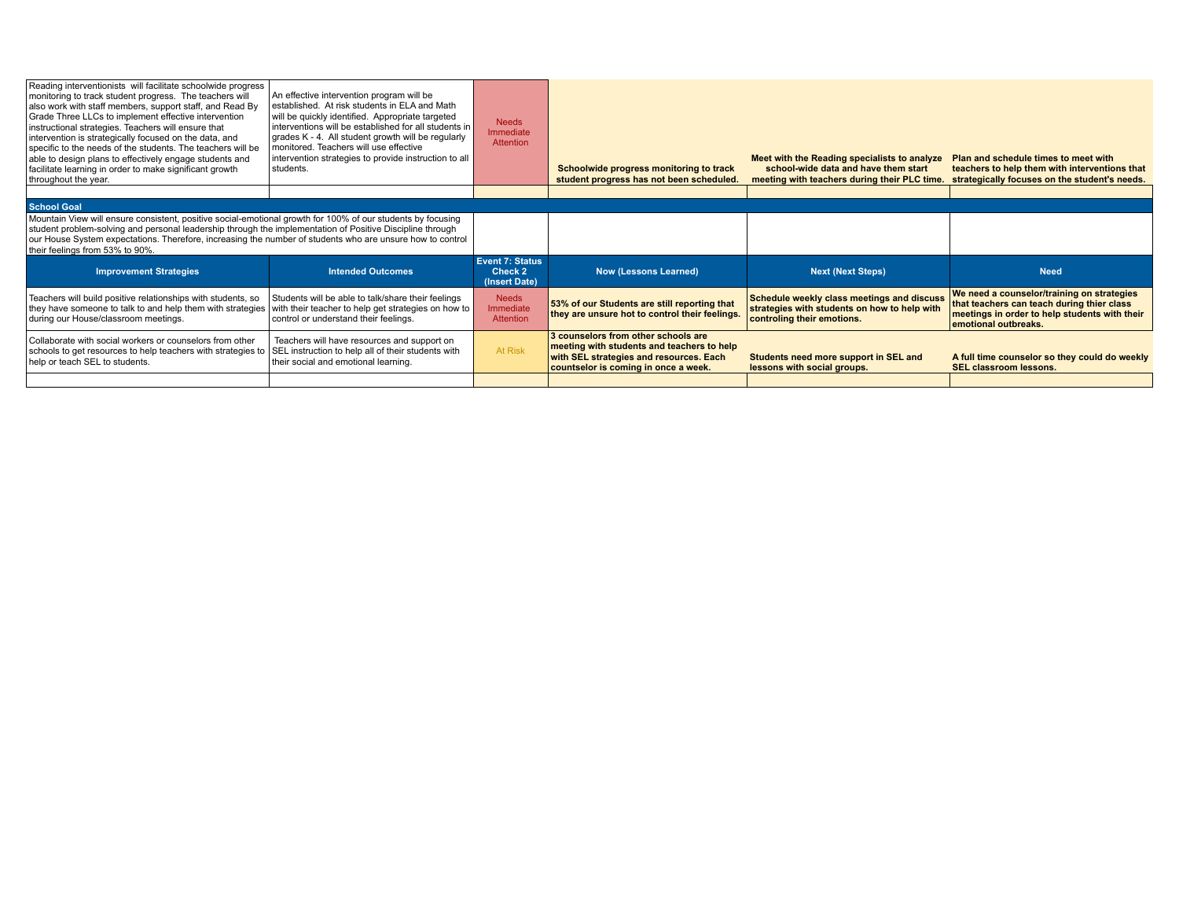| | | | | | |
|---|---|---|---|---|---|
| Reading interventionists will facilitate schoolwide progress monitoring to track student progress. The teachers will also work with staff members, support staff, and Read By Grade Three LLCs to implement effective intervention instructional strategies. Teachers will ensure that intervention is strategically focused on the data, and specific to the needs of the students. The teachers will be able to design plans to effectively engage students and facilitate learning in order to make significant growth throughout the year. | An effective intervention program will be established. At risk students in ELA and Math will be quickly identified. Appropriate targeted interventions will be established for all students in grades K - 4. All student growth will be regularly monitored. Teachers will use effective intervention strategies to provide instruction to all students. | Needs Immediate Attention | **Schoolwide progress monitoring to track student progress has not been scheduled.** | **Meet with the Reading specialists to analyze school-wide data and have them start meeting with teachers during their PLC time.** | **Plan and schedule times to meet with teachers to help them with interventions that strategically focuses on the student's needs.** |
| | | | | | |

**School Goal**

Mountain View will ensure consistent, positive social-emotional growth for 100% of our students by focusing student problem-solving and personal leadership through the implementation of Positive Discipline through our House System expectations. Therefore, increasing the number of students who are unsure how to control their feelings from 53% to 90%.

| Improvement Strategies | Intended Outcomes | Event 7: Status Check 2 (Insert Date) | Now (Lessons Learned) | Next (Next Steps) | Need |
|---|---|---|---|---|---|
| Teachers will build positive relationships with students, so they have someone to talk to and help them with strategies during our House/classroom meetings. | Students will be able to talk/share their feelings with their teacher to help get strategies on how to control or understand their feelings. | Needs Immediate Attention | **53% of our Students are still reporting that they are unsure hot to control their feelings.** | **Schedule weekly class meetings and discuss strategies with students on how to help with controling their emotions.** | **We need a counselor/training on strategies that teachers can teach during thier class meetings in order to help students with their emotional outbreaks.** |
| Collaborate with social workers or counselors from other schools to get resources to help teachers with strategies to help or teach SEL to students. | Teachers will have resources and support on SEL instruction to help all of their students with their social and emotional learning. | At Risk | **3 counselors from other schools are meeting with students and teachers to help with SEL strategies and resources. Each countselor is coming in once a week.** | **Students need more support in SEL and lessons with social groups.** | **A full time counselor so they could do weekly SEL classroom lessons.** |
| | | | | | |